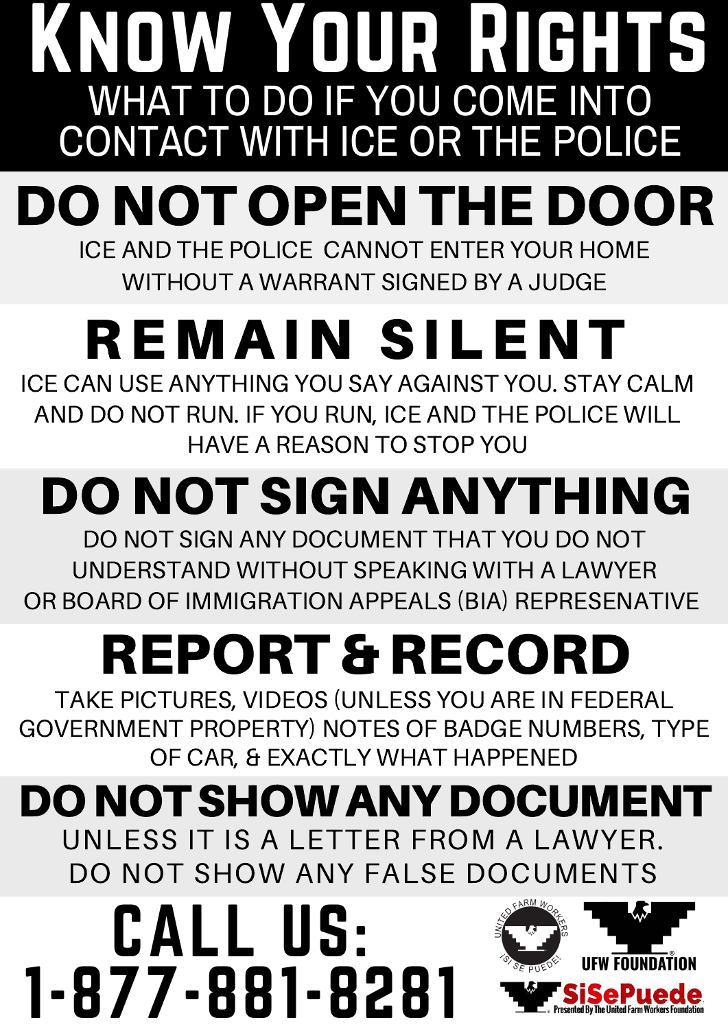# Know Your Rights

## WHAT TO DO IF YOU COME INTO CONTACT WITH ICE OR THE POLICE

## DO NOT OPEN THE DOOR

ICE AND THE POLICE CANNOT ENTER YOUR HOME WITHOUT A WARRANT SIGNED BY A JUDGE

## REMAIN SILENT

ICE CAN USE ANYTHING YOU SAY AGAINST YOU. STAY CALM AND DO NOT RUN. IF YOU RUN, ICE AND THE POLICE WILL HAVE A REASON TO STOP YOU

## DO NOT SIGN ANYTHING

DO NOT SIGN ANY DOCUMENT THAT YOU DO NOT UNDERSTAND WITHOUT SPEAKING WITH A LAWYER OR BOARD OF IMMIGRATION APPEALS (BIA) REPRESENATIVE

## REPORT & RECORD

TAKE PICTURES, VIDEOS (UNLESS YOU ARE IN FEDERAL GOVERNMENT PROPERTY) NOTES OF BADGE NUMBERS, TYPE OF CAR, & EXACTLY WHAT HAPPENED

## DO NOT SHOW ANY DOCUMENT

UNLESS IT IS A LETTER FROM A LAWYER.
DO NOT SHOW ANY FALSE DOCUMENTS

## CALL US: 1-877-881-8281

UNITED FARM WORKERS ¡SI SE PUEDE!

UFW FOUNDATION®

SiSePuede® Presented By The United Farm Workers Foundation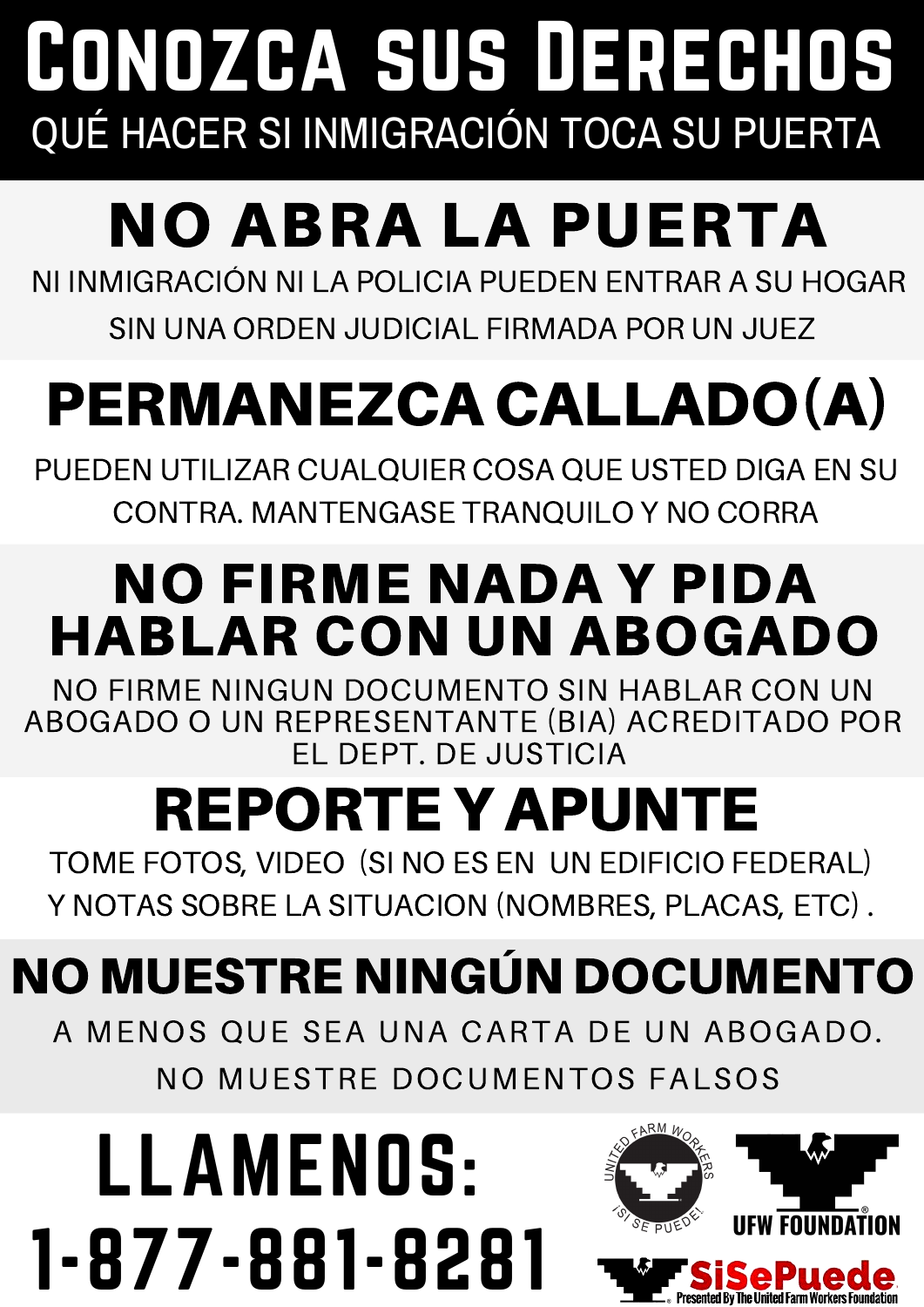# Conozca sus Derechos

QUÉ HACER SI INMIGRACIÓN TOCA SU PUERTA

## NO ABRA LA PUERTA

NI INMIGRACIÓN NI LA POLICIA PUEDEN ENTRAR A SU HOGAR SIN UNA ORDEN JUDICIAL FIRMADA POR UN JUEZ

## PERMANEZCA CALLADO(A)

PUEDEN UTILIZAR CUALQUIER COSA QUE USTED DIGA EN SU CONTRA. MANTENGASE TRANQUILO Y NO CORRA

## NO FIRME NADA Y PIDA HABLAR CON UN ABOGADO

NO FIRME NINGUN DOCUMENTO SIN HABLAR CON UN ABOGADO O UN REPRESENTANTE (BIA) ACREDITADO POR EL DEPT. DE JUSTICIA

## REPORTE Y APUNTE

TOME FOTOS, VIDEO (SI NO ES EN UN EDIFICIO FEDERAL) Y NOTAS SOBRE LA SITUACION (NOMBRES, PLACAS, ETC) .

## NO MUESTRE NINGÚN DOCUMENTO

A MENOS QUE SEA UNA CARTA DE UN ABOGADO.

NO MUESTRE DOCUMENTOS FALSOS

## LLAMENOS:

## 1-877-881-8281

UNITED FARM WORKERS ¡SI SE PUEDE!

UFW FOUNDATION®

SiSePuede® Presented By The United Farm Workers Foundation